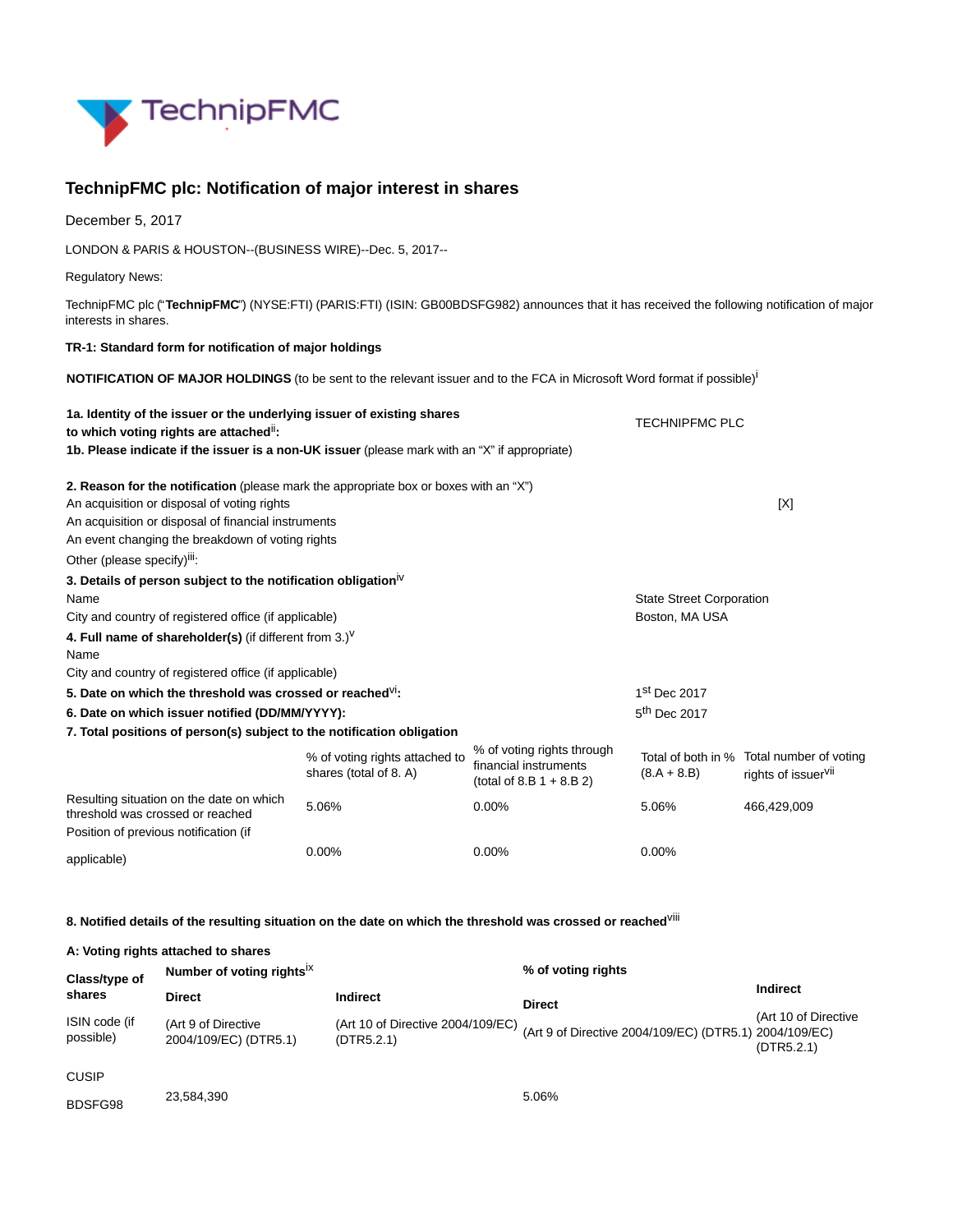# TechnipFMC plc: Notification of major interest in shares

December 5, 2017

LONDON & PARIS & HOUSTON--(BUSINESS WIRE)--Dec. 5, 2017--

Regulatory News:

TechnipFMC plc ("**TechnipFMC**") (NYSE:FTI) (PARIS:FTI) (ISIN: GB00BDSFG982) announces that it has received the following notification of major interests in shares.

**TR-1: Standard form for notification of major holdings**

**NOTIFICATION OF MAJOR HOLDINGS** (to be sent to the relevant issuer and to the FCA in Microsoft Word format if possible)[i]

| | |
|---|---|
| **1a. Identity of the issuer or the underlying issuer of existing shares to which voting rights are attached**[ii]**:** | TECHNIPFMC PLC |
| **1b. Please indicate if the issuer is a non-UK issuer** (please mark with an "X" if appropriate) | |

| | |
|---|---|
| **2. Reason for the notification** (please mark the appropriate box or boxes with an "X") | |
| An acquisition or disposal of voting rights | [X] |
| An acquisition or disposal of financial instruments | |
| An event changing the breakdown of voting rights | |
| Other (please specify)[iii]: | |

| | |
|---|---|
| **3. Details of person subject to the notification obligation**[iv] | |
| Name | State Street Corporation |
| City and country of registered office (if applicable) | Boston, MA USA |
| **4. Full name of shareholder(s)** (if different from 3.)[v] | |
| Name | |
| City and country of registered office (if applicable) | |
| **5. Date on which the threshold was crossed or reached**[vi]**:** | 1st Dec 2017 |
| **6. Date on which issuer notified (DD/MM/YYYY):** | 5th Dec 2017 |

**7. Total positions of person(s) subject to the notification obligation**

| | % of voting rights attached to shares (total of 8. A) | % of voting rights through financial instruments (total of 8.B 1 + 8.B 2) | Total of both in % (8.A + 8.B) | Total number of voting rights of issuer[vii] |
|---|---|---|---|---|
| Resulting situation on the date on which threshold was crossed or reached | 5.06% | 0.00% | 5.06% | 466,429,009 |
| Position of previous notification (if applicable) | 0.00% | 0.00% | 0.00% | |

**8. Notified details of the resulting situation on the date on which the threshold was crossed or reached**[viii]

**A: Voting rights attached to shares**

| **Class/type of shares** | **Number of voting rights**[ix] | | **% of voting rights** | |
|---|---|---|---|---|
| ISIN code (if possible) | **Direct** (Art 9 of Directive 2004/109/EC) (DTR5.1) | **Indirect** (Art 10 of Directive 2004/109/EC) (DTR5.2.1) | **Direct** (Art 9 of Directive 2004/109/EC) (DTR5.1) | **Indirect** (Art 10 of Directive 2004/109/EC) (DTR5.2.1) |
| CUSIP BDSFG98 | 23,584,390 | | 5.06% | |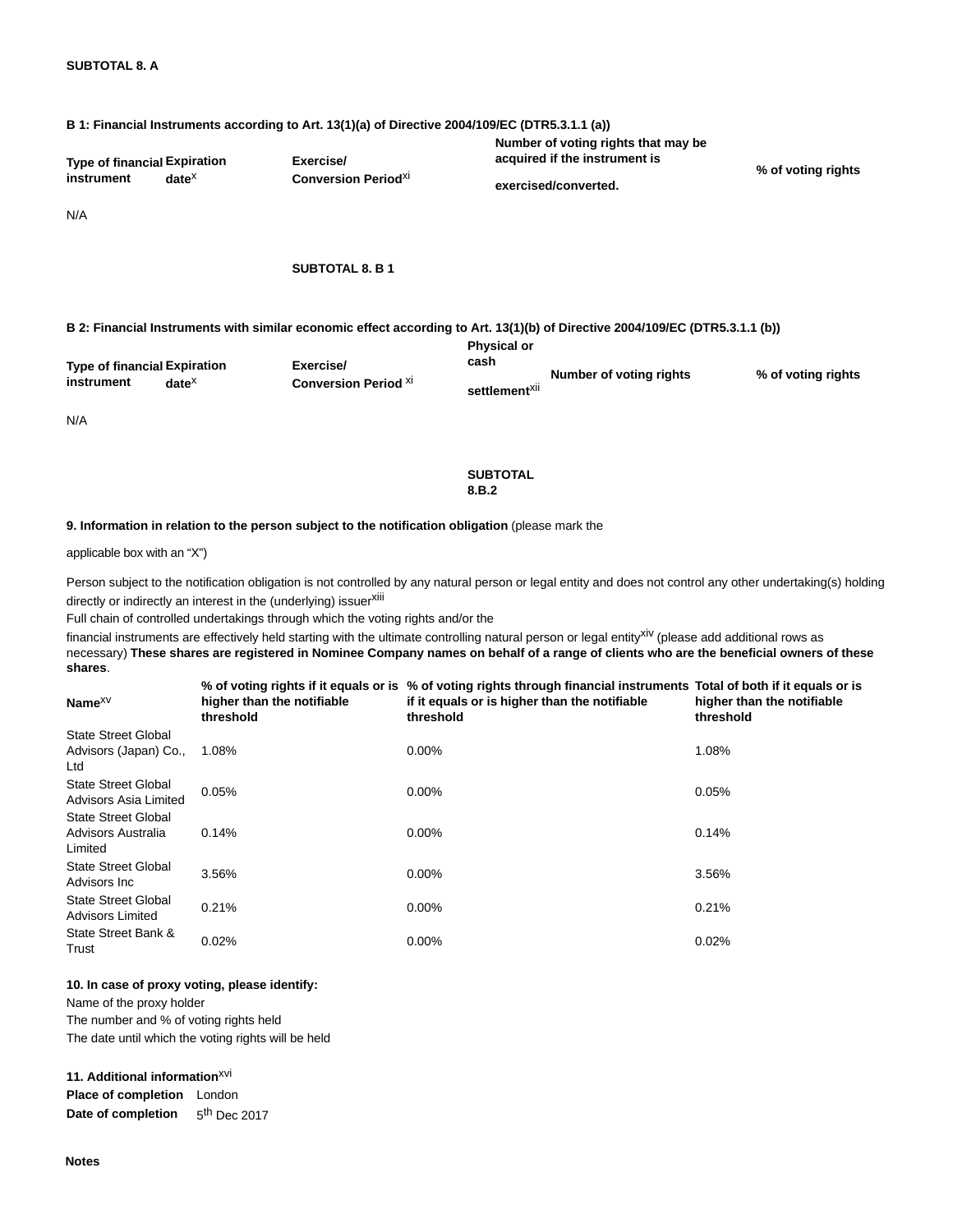**SUBTOTAL 8. A**

**B 1: Financial Instruments according to Art. 13(1)(a) of Directive 2004/109/EC (DTR5.3.1.1 (a))**

| Type of financial instrument | Expiration date[X] | Exercise/ Conversion Period[xi] | Number of voting rights that may be acquired if the instrument is exercised/converted. | % of voting rights |
|---|---|---|---|---|
| N/A | | | | |
| | | **SUBTOTAL 8. B 1** | | |

**B 2: Financial Instruments with similar economic effect according to Art. 13(1)(b) of Directive 2004/109/EC (DTR5.3.1.1 (b))**

| Type of financial instrument | Expiration date[X] | Exercise/ Conversion Period [xi] | Physical or cash settlement[xii] | Number of voting rights | % of voting rights |
|---|---|---|---|---|---|
| N/A | | | | | |
| | | | **SUBTOTAL 8.B.2** | | |

**9. Information in relation to the person subject to the notification obligation** (please mark the applicable box with an "X")

Person subject to the notification obligation is not controlled by any natural person or legal entity and does not control any other undertaking(s) holding directly or indirectly an interest in the (underlying) issuer[xiii]

Full chain of controlled undertakings through which the voting rights and/or the financial instruments are effectively held starting with the ultimate controlling natural person or legal entity[xiv] (please add additional rows as necessary) **These shares are registered in Nominee Company names on behalf of a range of clients who are the beneficial owners of these shares**.

| Name[xv] | % of voting rights if it equals or is higher than the notifiable threshold | % of voting rights through financial instruments if it equals or is higher than the notifiable threshold | Total of both if it equals or is higher than the notifiable threshold |
|---|---|---|---|
| State Street Global Advisors (Japan) Co., Ltd | 1.08% | 0.00% | 1.08% |
| State Street Global Advisors Asia Limited | 0.05% | 0.00% | 0.05% |
| State Street Global Advisors Australia Limited | 0.14% | 0.00% | 0.14% |
| State Street Global Advisors Inc | 3.56% | 0.00% | 3.56% |
| State Street Global Advisors Limited | 0.21% | 0.00% | 0.21% |
| State Street Bank & Trust | 0.02% | 0.00% | 0.02% |

**10. In case of proxy voting, please identify:**

Name of the proxy holder

The number and % of voting rights held

The date until which the voting rights will be held

**11. Additional information**[xvi]

**Place of completion** London

**Date of completion** 5th Dec 2017

**Notes**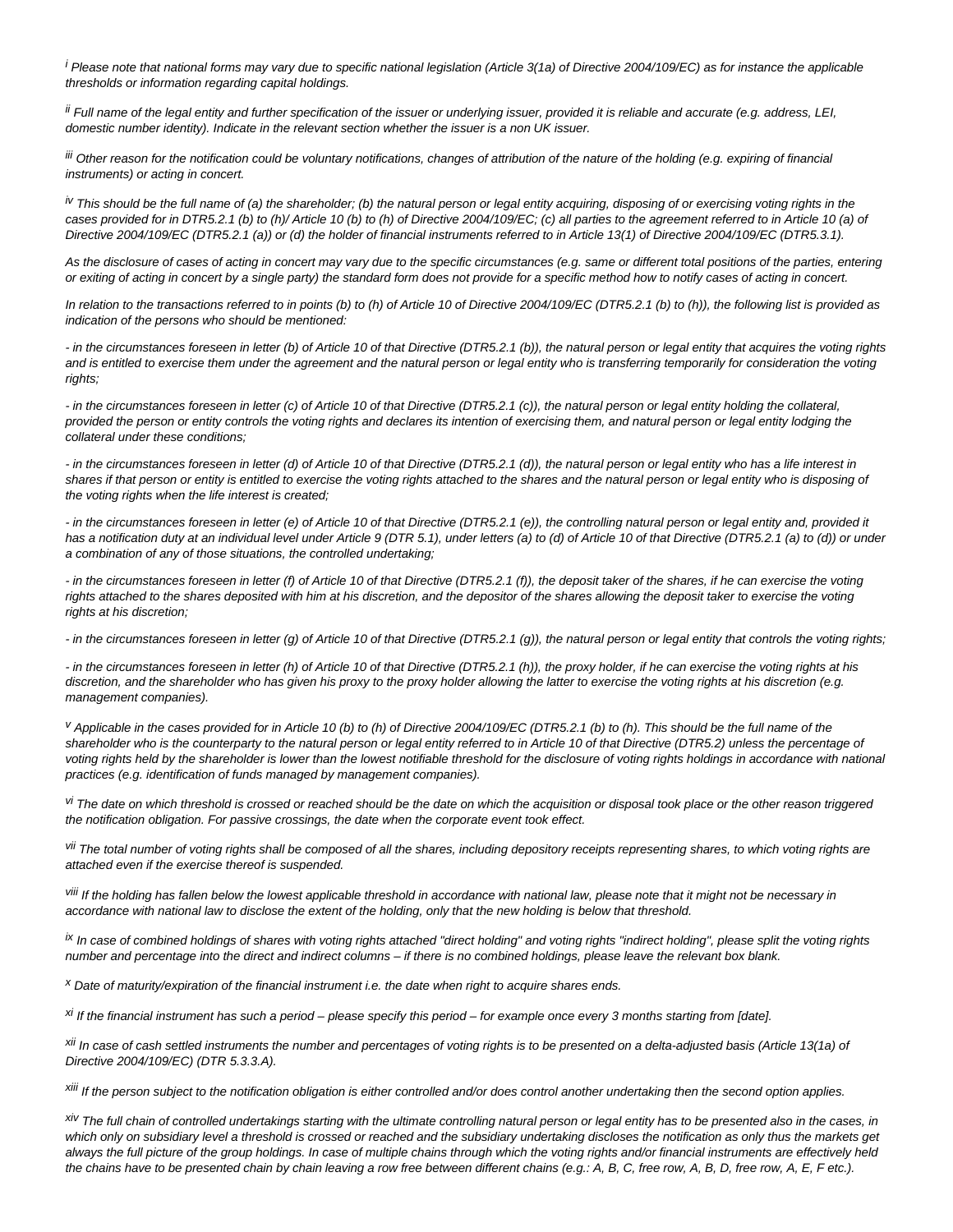*[i] Please note that national forms may vary due to specific national legislation (Article 3(1a) of Directive 2004/109/EC) as for instance the applicable thresholds or information regarding capital holdings.*

*[ii] Full name of the legal entity and further specification of the issuer or underlying issuer, provided it is reliable and accurate (e.g. address, LEI, domestic number identity). Indicate in the relevant section whether the issuer is a non UK issuer.*

*[iii] Other reason for the notification could be voluntary notifications, changes of attribution of the nature of the holding (e.g. expiring of financial instruments) or acting in concert.*

*[iv] This should be the full name of (a) the shareholder; (b) the natural person or legal entity acquiring, disposing of or exercising voting rights in the cases provided for in DTR5.2.1 (b) to (h)/ Article 10 (b) to (h) of Directive 2004/109/EC; (c) all parties to the agreement referred to in Article 10 (a) of Directive 2004/109/EC (DTR5.2.1 (a)) or (d) the holder of financial instruments referred to in Article 13(1) of Directive 2004/109/EC (DTR5.3.1).*

*As the disclosure of cases of acting in concert may vary due to the specific circumstances (e.g. same or different total positions of the parties, entering or exiting of acting in concert by a single party) the standard form does not provide for a specific method how to notify cases of acting in concert.*

*In relation to the transactions referred to in points (b) to (h) of Article 10 of Directive 2004/109/EC (DTR5.2.1 (b) to (h)), the following list is provided as indication of the persons who should be mentioned:*

*- in the circumstances foreseen in letter (b) of Article 10 of that Directive (DTR5.2.1 (b)), the natural person or legal entity that acquires the voting rights and is entitled to exercise them under the agreement and the natural person or legal entity who is transferring temporarily for consideration the voting rights;*

*- in the circumstances foreseen in letter (c) of Article 10 of that Directive (DTR5.2.1 (c)), the natural person or legal entity holding the collateral, provided the person or entity controls the voting rights and declares its intention of exercising them, and natural person or legal entity lodging the collateral under these conditions;*

*- in the circumstances foreseen in letter (d) of Article 10 of that Directive (DTR5.2.1 (d)), the natural person or legal entity who has a life interest in shares if that person or entity is entitled to exercise the voting rights attached to the shares and the natural person or legal entity who is disposing of the voting rights when the life interest is created;*

*- in the circumstances foreseen in letter (e) of Article 10 of that Directive (DTR5.2.1 (e)), the controlling natural person or legal entity and, provided it has a notification duty at an individual level under Article 9 (DTR 5.1), under letters (a) to (d) of Article 10 of that Directive (DTR5.2.1 (a) to (d)) or under a combination of any of those situations, the controlled undertaking;*

*- in the circumstances foreseen in letter (f) of Article 10 of that Directive (DTR5.2.1 (f)), the deposit taker of the shares, if he can exercise the voting rights attached to the shares deposited with him at his discretion, and the depositor of the shares allowing the deposit taker to exercise the voting rights at his discretion;*

*- in the circumstances foreseen in letter (g) of Article 10 of that Directive (DTR5.2.1 (g)), the natural person or legal entity that controls the voting rights;*

*- in the circumstances foreseen in letter (h) of Article 10 of that Directive (DTR5.2.1 (h)), the proxy holder, if he can exercise the voting rights at his discretion, and the shareholder who has given his proxy to the proxy holder allowing the latter to exercise the voting rights at his discretion (e.g. management companies).*

*[v] Applicable in the cases provided for in Article 10 (b) to (h) of Directive 2004/109/EC (DTR5.2.1 (b) to (h). This should be the full name of the shareholder who is the counterparty to the natural person or legal entity referred to in Article 10 of that Directive (DTR5.2) unless the percentage of voting rights held by the shareholder is lower than the lowest notifiable threshold for the disclosure of voting rights holdings in accordance with national practices (e.g. identification of funds managed by management companies).*

*[vi] The date on which threshold is crossed or reached should be the date on which the acquisition or disposal took place or the other reason triggered the notification obligation. For passive crossings, the date when the corporate event took effect.*

*[vii] The total number of voting rights shall be composed of all the shares, including depository receipts representing shares, to which voting rights are attached even if the exercise thereof is suspended.*

*[viii] If the holding has fallen below the lowest applicable threshold in accordance with national law, please note that it might not be necessary in accordance with national law to disclose the extent of the holding, only that the new holding is below that threshold.*

*[ix] In case of combined holdings of shares with voting rights attached "direct holding" and voting rights "indirect holding", please split the voting rights number and percentage into the direct and indirect columns – if there is no combined holdings, please leave the relevant box blank.*

*[x] Date of maturity/expiration of the financial instrument i.e. the date when right to acquire shares ends.*

*[xi] If the financial instrument has such a period – please specify this period – for example once every 3 months starting from [date].*

*[xii] In case of cash settled instruments the number and percentages of voting rights is to be presented on a delta-adjusted basis (Article 13(1a) of Directive 2004/109/EC) (DTR 5.3.3.A).*

*[xiii] If the person subject to the notification obligation is either controlled and/or does control another undertaking then the second option applies.*

*[xiv] The full chain of controlled undertakings starting with the ultimate controlling natural person or legal entity has to be presented also in the cases, in which only on subsidiary level a threshold is crossed or reached and the subsidiary undertaking discloses the notification as only thus the markets get always the full picture of the group holdings. In case of multiple chains through which the voting rights and/or financial instruments are effectively held the chains have to be presented chain by chain leaving a row free between different chains (e.g.: A, B, C, free row, A, B, D, free row, A, E, F etc.).*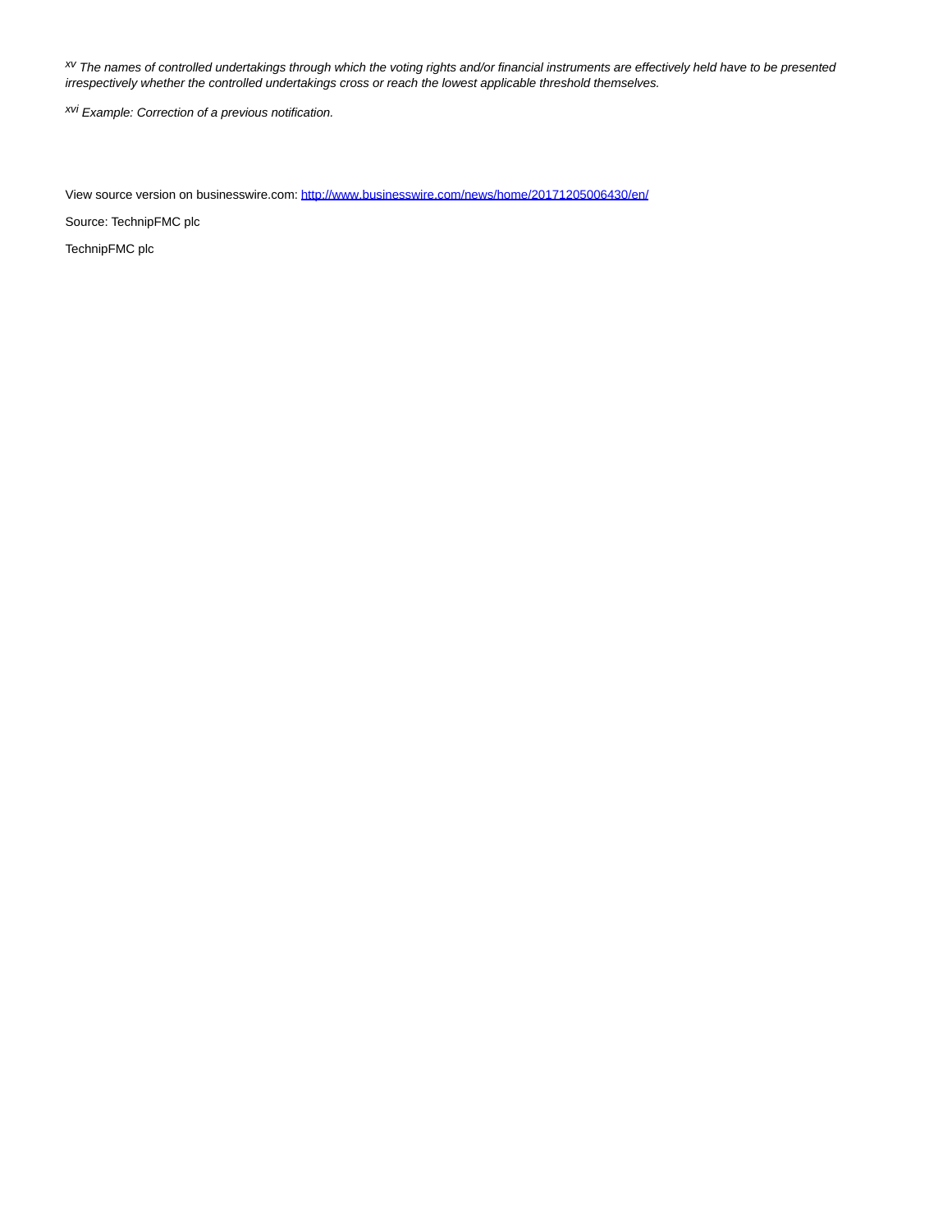[xv] *The names of controlled undertakings through which the voting rights and/or financial instruments are effectively held have to be presented irrespectively whether the controlled undertakings cross or reach the lowest applicable threshold themselves.*

[xvi] *Example: Correction of a previous notification.*

View source version on businesswire.com: http://www.businesswire.com/news/home/20171205006430/en/

Source: TechnipFMC plc

TechnipFMC plc